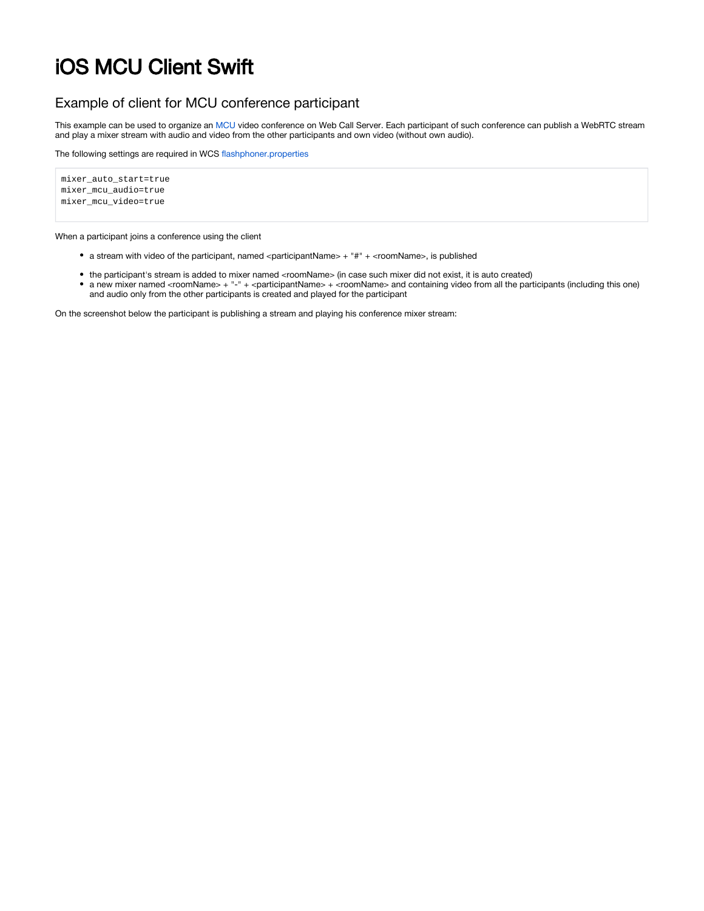# iOS MCU Client Swift

## Example of client for MCU conference participant

This example can be used to organize an MCU video conference on Web Call Server. Each participant of such conference can publish a WebRTC stream and play a mixer stream with audio and video from the other participants and own video (without own audio).

The following settings are required in WCS flashphoner.properties

```
mixer_auto_start=true
mixer_mcu_audio=true
mixer_mcu_video=true
```

When a participant joins a conference using the client

- a stream with video of the participant, named <participantName> + "#" + <roomName>, is published
- the participant's stream is added to mixer named <roomName> (in case such mixer did not exist, it is auto created)
- a new mixer named <roomName> + "-" + <participantName> + <roomName> and containing video from all the participants (including this one) and audio only from the other participants is created and played for the participant

On the screenshot below the participant is publishing a stream and playing his conference mixer stream: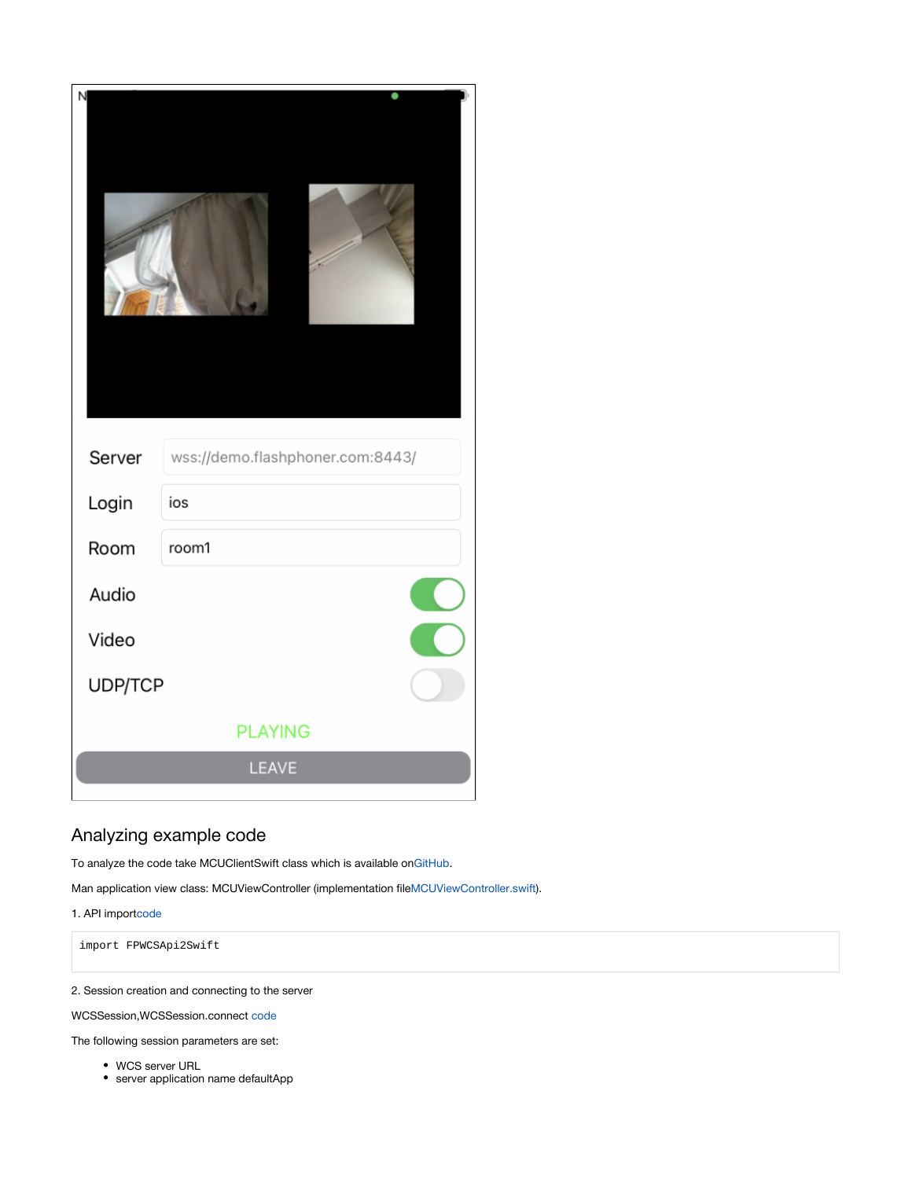## Analyzing example code

To analyze the code take MCUClientSwift class which is available on GitHub.

Man application view class: MCUViewController (implementation file MCUViewController.swift).

1. API import code

```
import FPWCSApi2Swift
```

2. Session creation and connecting to the server

WCSSession, WCSSession.connect code

The following session parameters are set:

- WCS server URL
- server application name defaultApp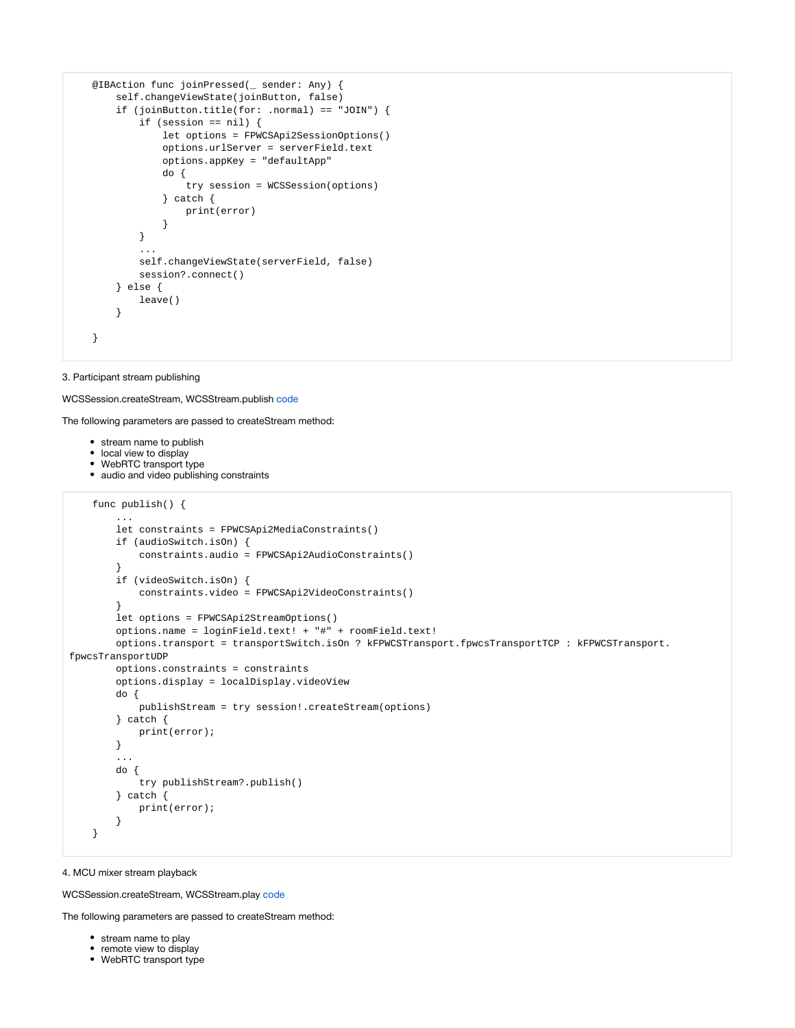```
    @IBAction func joinPressed(_ sender: Any) {
        self.changeViewState(joinButton, false)
        if (joinButton.title(for: .normal) == "JOIN") {
            if (session == nil) {
                let options = FPWCSApi2SessionOptions()
                options.urlServer = serverField.text
                options.appKey = "defaultApp"
                do {
                    try session = WCSSession(options)
                } catch {
                    print(error)
                }
            }
            ...
            self.changeViewState(serverField, false)
            session?.connect()
        } else {
            leave()
        }

    }
```

3. Participant stream publishing

WCSSession.createStream, WCSStream.publish code

The following parameters are passed to createStream method:

- stream name to publish
- local view to display
- WebRTC transport type
- audio and video publishing constraints

```
    func publish() {
        ...
        let constraints = FPWCSApi2MediaConstraints()
        if (audioSwitch.isOn) {
            constraints.audio = FPWCSApi2AudioConstraints()
        }
        if (videoSwitch.isOn) {
            constraints.video = FPWCSApi2VideoConstraints()
        }
        let options = FPWCSApi2StreamOptions()
        options.name = loginField.text! + "#" + roomField.text!
        options.transport = transportSwitch.isOn ? kFPWCSTransport.fpwcsTransportTCP : kFPWCSTransport.
fpwcsTransportUDP
        options.constraints = constraints
        options.display = localDisplay.videoView
        do {
            publishStream = try session!.createStream(options)
        } catch {
            print(error);
        }
        ...
        do {
            try publishStream?.publish()
        } catch {
            print(error);
        }
    }
```

4. MCU mixer stream playback

WCSSession.createStream, WCSStream.play code

The following parameters are passed to createStream method:

- stream name to play
- remote view to display
- WebRTC transport type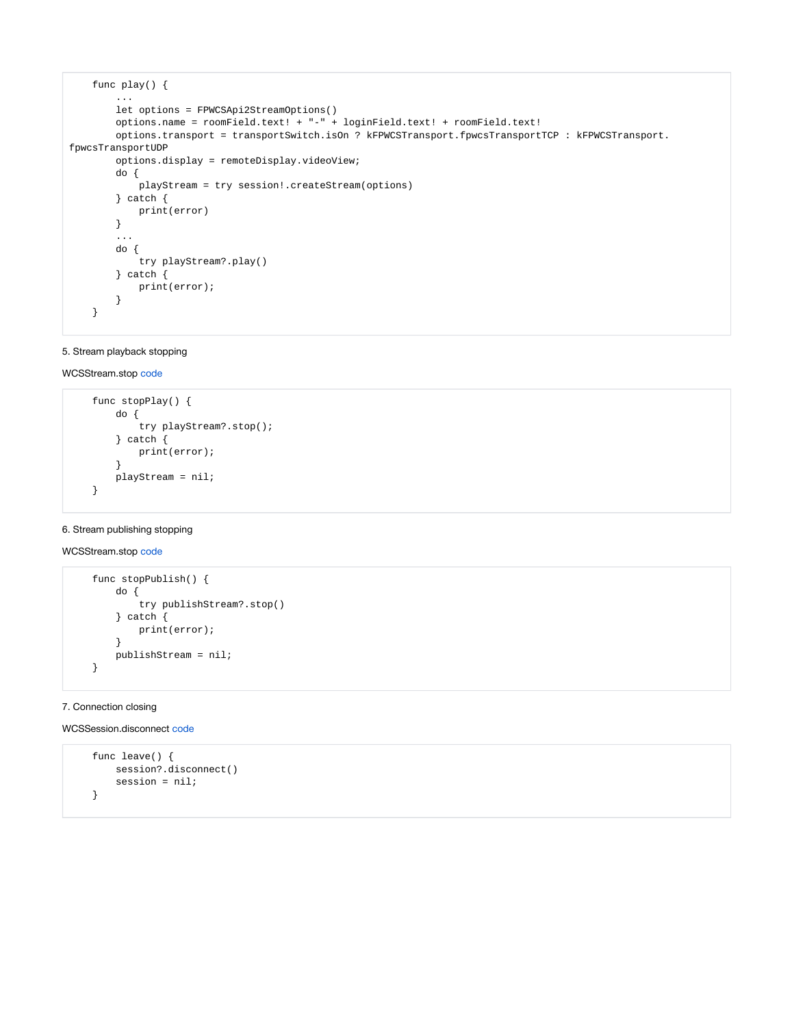```
    func play() {
        ...
        let options = FPWCSApi2StreamOptions()
        options.name = roomField.text! + "-" + loginField.text! + roomField.text!
        options.transport = transportSwitch.isOn ? kFPWCSTransport.fpwcsTransportTCP : kFPWCSTransport.
fpwcsTransportUDP
        options.display = remoteDisplay.videoView;
        do {
            playStream = try session!.createStream(options)
        } catch {
            print(error)
        }
        ...
        do {
            try playStream?.play()
        } catch {
            print(error);
        }
    }
```

5. Stream playback stopping

WCSStream.stop code

```
    func stopPlay() {
        do {
            try playStream?.stop();
        } catch {
            print(error);
        }
        playStream = nil;
    }
```

6. Stream publishing stopping

WCSStream.stop code

```
    func stopPublish() {
        do {
            try publishStream?.stop()
        } catch {
            print(error);
        }
        publishStream = nil;
    }
```

7. Connection closing

WCSSession.disconnect code

```
    func leave() {
        session?.disconnect()
        session = nil;
    }
```